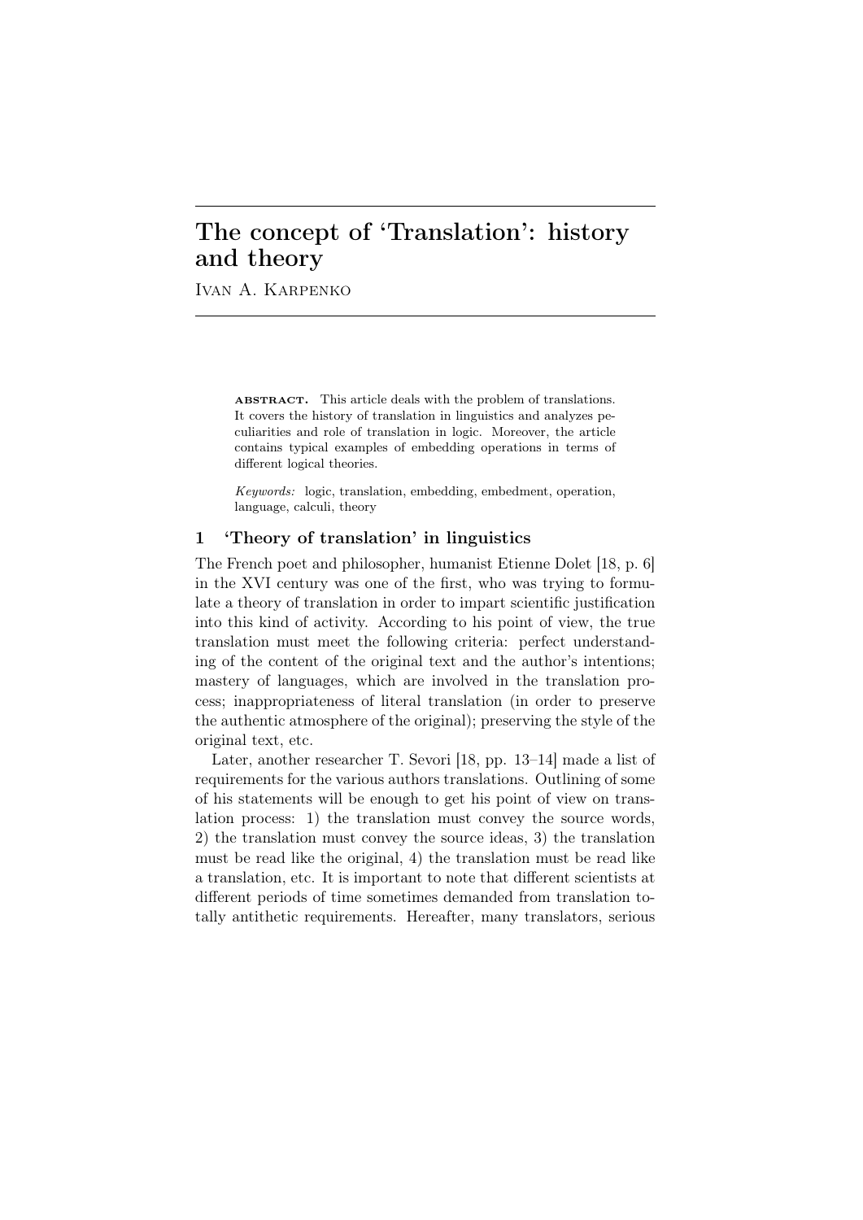# The concept of 'Translation': history and theory

Ivan A. Karpenko

**abstract.** This article deals with the problem of translations. It covers the history of translation in linguistics and analyzes peculiarities and role of translation in logic. Moreover, the article contains typical examples of embedding operations in terms of different logical theories.

*Keywords:* logic, translation, embedding, embedment, operation, language, calculi, theory

## 1 'Theory of translation' in linguistics

The French poet and philosopher, humanist Etienne Dolet [18, p. 6] in the XVI century was one of the first, who was trying to formulate a theory of translation in order to impart scientific justification into this kind of activity. According to his point of view, the true translation must meet the following criteria: perfect understanding of the content of the original text and the author's intentions; mastery of languages, which are involved in the translation process; inappropriateness of literal translation (in order to preserve the authentic atmosphere of the original); preserving the style of the original text, etc.

Later, another researcher T. Sevori [18, pp. 13–14] made a list of requirements for the various authors translations. Outlining of some of his statements will be enough to get his point of view on translation process: 1) the translation must convey the source words, 2) the translation must convey the source ideas, 3) the translation must be read like the original, 4) the translation must be read like a translation, etc. It is important to note that different scientists at different periods of time sometimes demanded from translation totally antithetic requirements. Hereafter, many translators, serious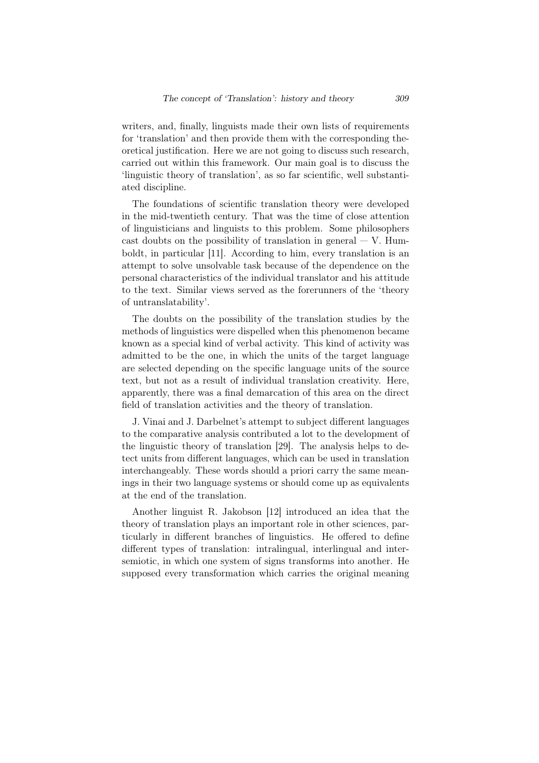writers, and, finally, linguists made their own lists of requirements for 'translation' and then provide them with the corresponding theoretical justification. Here we are not going to discuss such research, carried out within this framework. Our main goal is to discuss the 'linguistic theory of translation', as so far scientific, well substantiated discipline.

The foundations of scientific translation theory were developed in the mid-twentieth century. That was the time of close attention of linguisticians and linguists to this problem. Some philosophers cast doubts on the possibility of translation in general — V. Humboldt, in particular [11]. According to him, every translation is an attempt to solve unsolvable task because of the dependence on the personal characteristics of the individual translator and his attitude to the text. Similar views served as the forerunners of the 'theory of untranslatability'.

The doubts on the possibility of the translation studies by the methods of linguistics were dispelled when this phenomenon became known as a special kind of verbal activity. This kind of activity was admitted to be the one, in which the units of the target language are selected depending on the specific language units of the source text, but not as a result of individual translation creativity. Here, apparently, there was a final demarcation of this area on the direct field of translation activities and the theory of translation.

J. Vinai and J. Darbelnet's attempt to subject different languages to the comparative analysis contributed a lot to the development of the linguistic theory of translation [29]. The analysis helps to detect units from different languages, which can be used in translation interchangeably. These words should a priori carry the same meanings in their two language systems or should come up as equivalents at the end of the translation.

Another linguist R. Jakobson [12] introduced an idea that the theory of translation plays an important role in other sciences, particularly in different branches of linguistics. He offered to define different types of translation: intralingual, interlingual and intersemiotic, in which one system of signs transforms into another. He supposed every transformation which carries the original meaning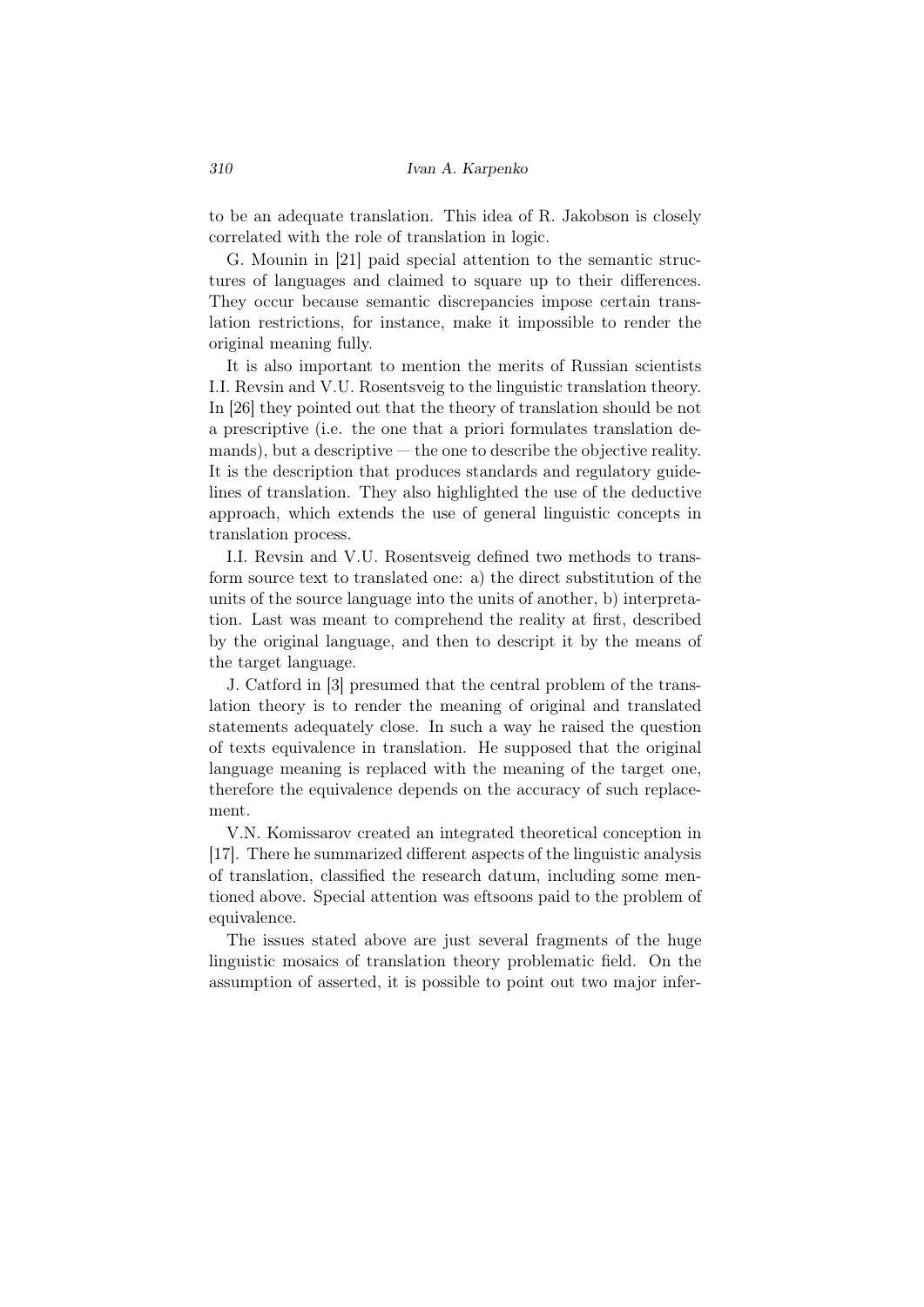to be an adequate translation. This idea of R. Jakobson is closely correlated with the role of translation in logic.

G. Mounin in [21] paid special attention to the semantic structures of languages and claimed to square up to their differences. They occur because semantic discrepancies impose certain translation restrictions, for instance, make it impossible to render the original meaning fully.

It is also important to mention the merits of Russian scientists I.I. Revsin and V.U. Rosentsveig to the linguistic translation theory. In [26] they pointed out that the theory of translation should be not a prescriptive (i.e. the one that a priori formulates translation demands), but a descriptive — the one to describe the objective reality. It is the description that produces standards and regulatory guidelines of translation. They also highlighted the use of the deductive approach, which extends the use of general linguistic concepts in translation process.

I.I. Revsin and V.U. Rosentsveig defined two methods to transform source text to translated one: a) the direct substitution of the units of the source language into the units of another, b) interpretation. Last was meant to comprehend the reality at first, described by the original language, and then to descript it by the means of the target language.

J. Catford in [3] presumed that the central problem of the translation theory is to render the meaning of original and translated statements adequately close. In such a way he raised the question of texts equivalence in translation. He supposed that the original language meaning is replaced with the meaning of the target one, therefore the equivalence depends on the accuracy of such replacement.

V.N. Komissarov created an integrated theoretical conception in [17]. There he summarized different aspects of the linguistic analysis of translation, classified the research datum, including some mentioned above. Special attention was eftsoons paid to the problem of equivalence.

The issues stated above are just several fragments of the huge linguistic mosaics of translation theory problematic field. On the assumption of asserted, it is possible to point out two major infer-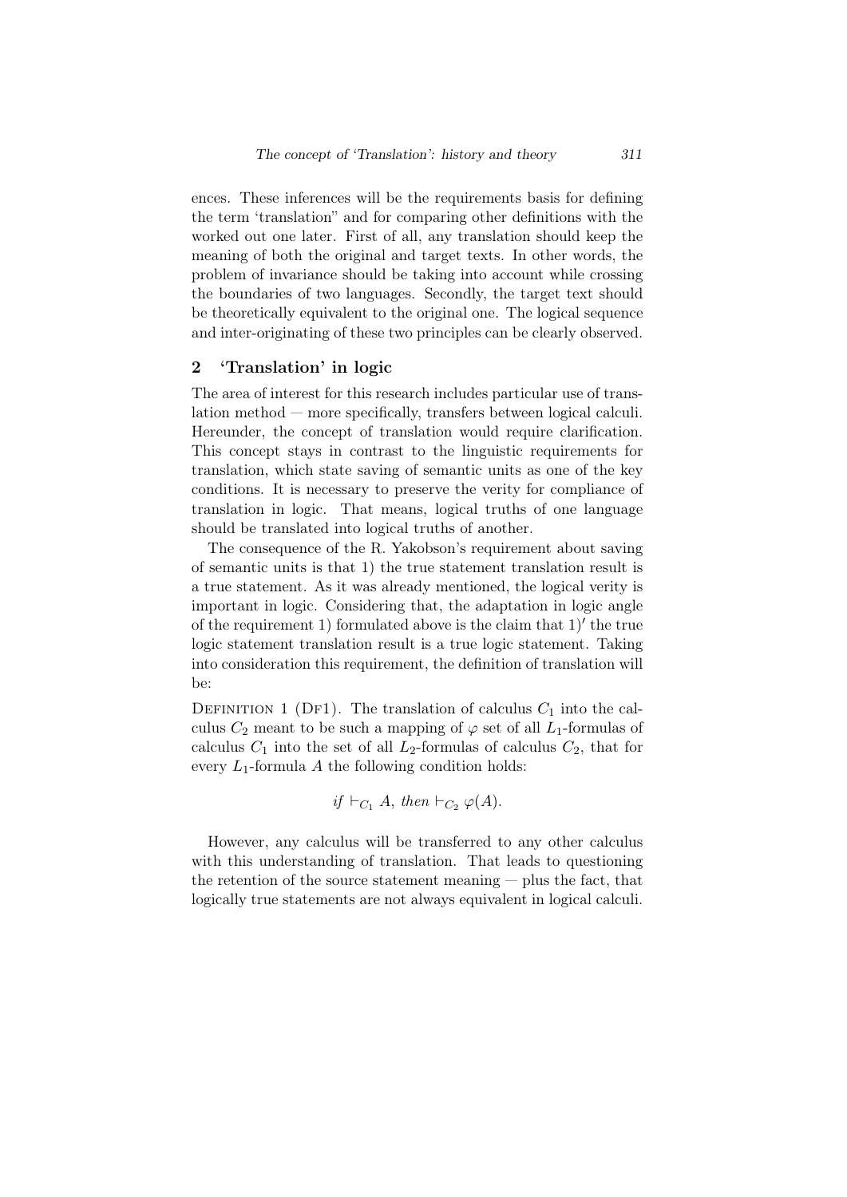ences. These inferences will be the requirements basis for defining the term 'translation" and for comparing other definitions with the worked out one later. First of all, any translation should keep the meaning of both the original and target texts. In other words, the problem of invariance should be taking into account while crossing the boundaries of two languages. Secondly, the target text should be theoretically equivalent to the original one. The logical sequence and inter-originating of these two principles can be clearly observed.

## 2 'Translation' in logic

The area of interest for this research includes particular use of translation method — more specifically, transfers between logical calculi. Hereunder, the concept of translation would require clarification. This concept stays in contrast to the linguistic requirements for translation, which state saving of semantic units as one of the key conditions. It is necessary to preserve the verity for compliance of translation in logic. That means, logical truths of one language should be translated into logical truths of another.

The consequence of the R. Yakobson's requirement about saving of semantic units is that 1) the true statement translation result is a true statement. As it was already mentioned, the logical verity is important in logic. Considering that, the adaptation in logic angle of the requirement 1) formulated above is the claim that $1)'$ the true logic statement translation result is a true logic statement. Taking into consideration this requirement, the definition of translation will be:

Definition 1 (Df1). The translation of calculus $C_1$ into the calculus $C_2$ meant to be such a mapping of $\varphi$ set of all $L_1$-formulas of calculus $C_1$ into the set of all $L_2$-formulas of calculus $C_2$, that for every $L_1$-formula $A$ the following condition holds:

$$\textit{if } \vdash_{C_1} A, \textit{ then } \vdash_{C_2} \varphi(A).$$

However, any calculus will be transferred to any other calculus with this understanding of translation. That leads to questioning the retention of the source statement meaning — plus the fact, that logically true statements are not always equivalent in logical calculi.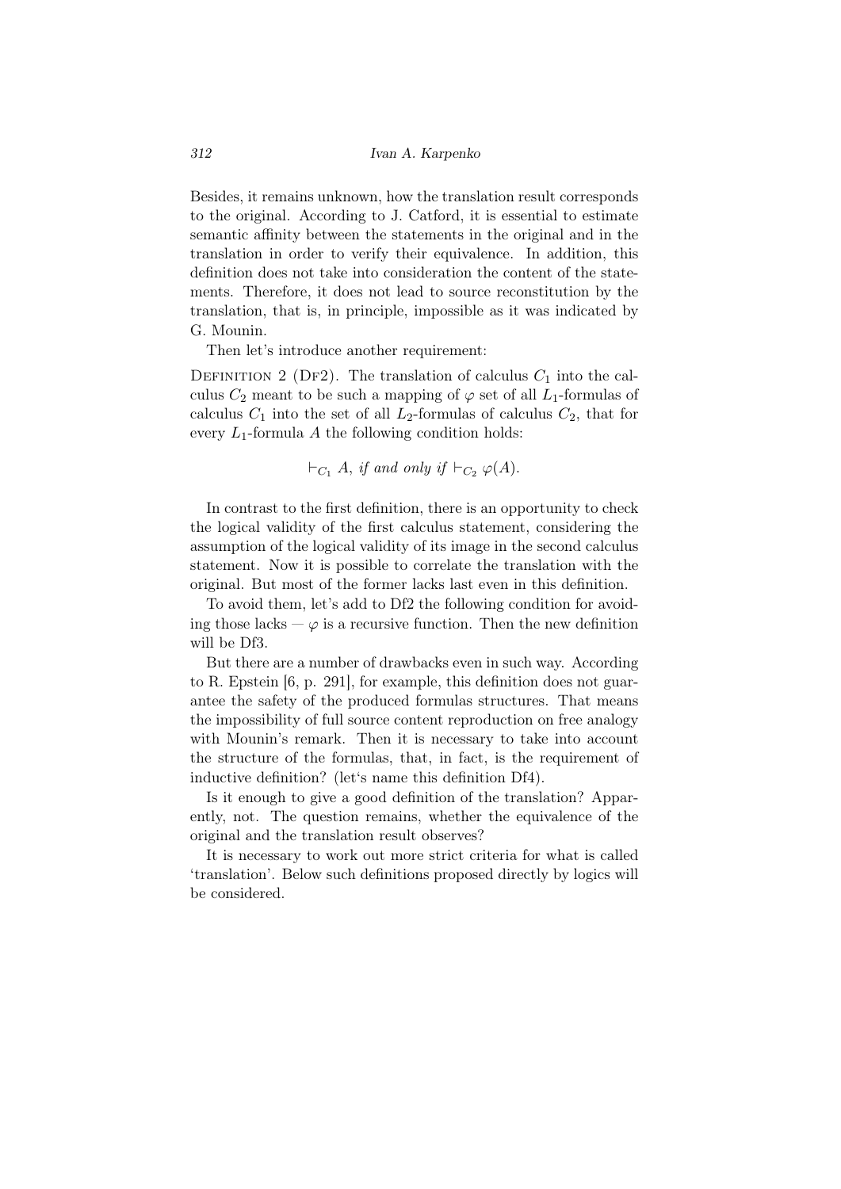Besides, it remains unknown, how the translation result corresponds to the original. According to J. Catford, it is essential to estimate semantic affinity between the statements in the original and in the translation in order to verify their equivalence. In addition, this definition does not take into consideration the content of the statements. Therefore, it does not lead to source reconstitution by the translation, that is, in principle, impossible as it was indicated by G. Mounin.

Then let's introduce another requirement:

Definition 2 (Df2). The translation of calculus $C_1$ into the calculus $C_2$ meant to be such a mapping of $\varphi$ set of all $L_1$-formulas of calculus $C_1$ into the set of all $L_2$-formulas of calculus $C_2$, that for every $L_1$-formula $A$ the following condition holds:

$$\vdash_{C_1} A, \textit{ if and only if } \vdash_{C_2} \varphi(A).$$

In contrast to the first definition, there is an opportunity to check the logical validity of the first calculus statement, considering the assumption of the logical validity of its image in the second calculus statement. Now it is possible to correlate the translation with the original. But most of the former lacks last even in this definition.

To avoid them, let's add to Df2 the following condition for avoiding those lacks — $\varphi$ is a recursive function. Then the new definition will be Df3.

But there are a number of drawbacks even in such way. According to R. Epstein [6, p. 291], for example, this definition does not guarantee the safety of the produced formulas structures. That means the impossibility of full source content reproduction on free analogy with Mounin's remark. Then it is necessary to take into account the structure of the formulas, that, in fact, is the requirement of inductive definition? (let's name this definition Df4).

Is it enough to give a good definition of the translation? Apparently, not. The question remains, whether the equivalence of the original and the translation result observes?

It is necessary to work out more strict criteria for what is called 'translation'. Below such definitions proposed directly by logics will be considered.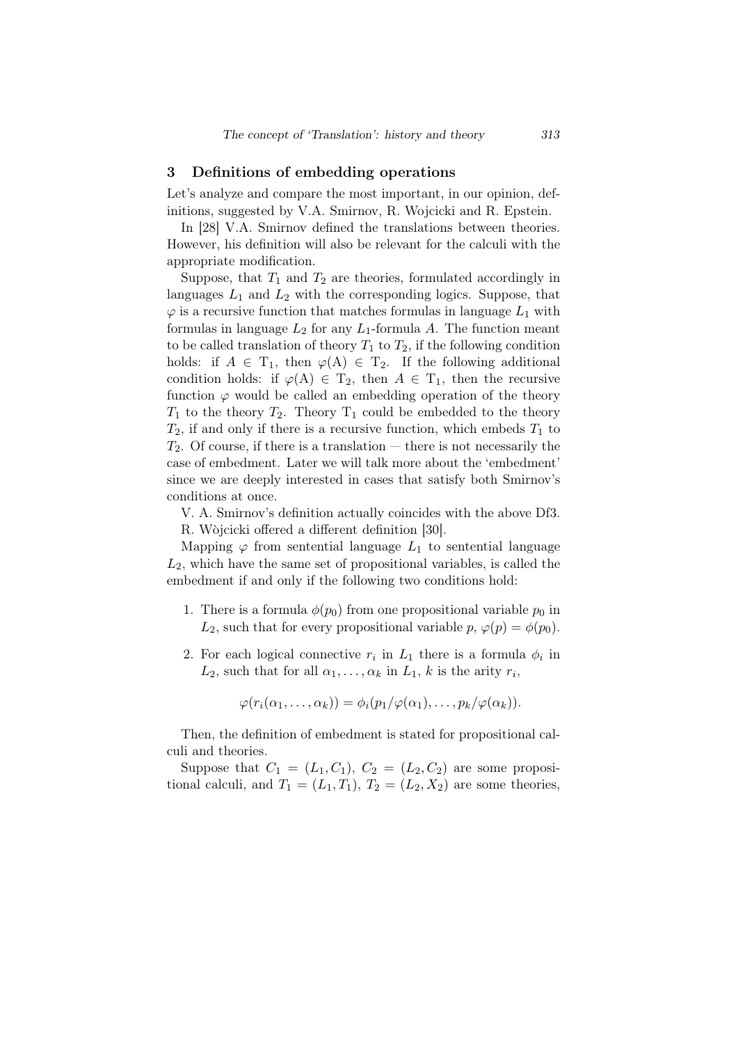## 3 Definitions of embedding operations

Let's analyze and compare the most important, in our opinion, definitions, suggested by V.A. Smirnov, R. Wojcicki and R. Epstein.

In [28] V.A. Smirnov defined the translations between theories. However, his definition will also be relevant for the calculi with the appropriate modification.

Suppose, that $T_1$ and $T_2$ are theories, formulated accordingly in languages $L_1$ and $L_2$ with the corresponding logics. Suppose, that $\varphi$ is a recursive function that matches formulas in language $L_1$ with formulas in language $L_2$ for any $L_1$-formula $A$. The function meant to be called translation of theory $T_1$ to $T_2$, if the following condition holds: if $A \in \mathrm{T}_1$, then $\varphi(\mathrm{A}) \in \mathrm{T}_2$. If the following additional condition holds: if $\varphi(\mathrm{A}) \in \mathrm{T}_2$, then $A \in \mathrm{T}_1$, then the recursive function $\varphi$ would be called an embedding operation of the theory $T_1$ to the theory $T_2$. Theory $\mathrm{T}_1$ could be embedded to the theory $T_2$, if and only if there is a recursive function, which embeds $T_1$ to $T_2$. Of course, if there is a translation — there is not necessarily the case of embedment. Later we will talk more about the 'embedment' since we are deeply interested in cases that satisfy both Smirnov's conditions at once.

V. A. Smirnov's definition actually coincides with the above Df3.

R. Wòjcicki offered a different definition [30].

Mapping $\varphi$ from sentential language $L_1$ to sentential language $L_2$, which have the same set of propositional variables, is called the embedment if and only if the following two conditions hold:

1. There is a formula $\phi(p_0)$ from one propositional variable $p_0$ in $L_2$, such that for every propositional variable $p$, $\varphi(p) = \phi(p_0)$.
2. For each logical connective $r_i$ in $L_1$ there is a formula $\phi_i$ in $L_2$, such that for all $\alpha_1, \ldots, \alpha_k$ in $L_1$, $k$ is the arity $r_i$,

$$\varphi(r_i(\alpha_1, \ldots, \alpha_k)) = \phi_i(p_1/\varphi(\alpha_1), \ldots, p_k/\varphi(\alpha_k)).$$

Then, the definition of embedment is stated for propositional calculi and theories.

Suppose that $C_1 = (L_1, C_1)$, $C_2 = (L_2, C_2)$ are some propositional calculi, and $T_1 = (L_1, T_1)$, $T_2 = (L_2, X_2)$ are some theories,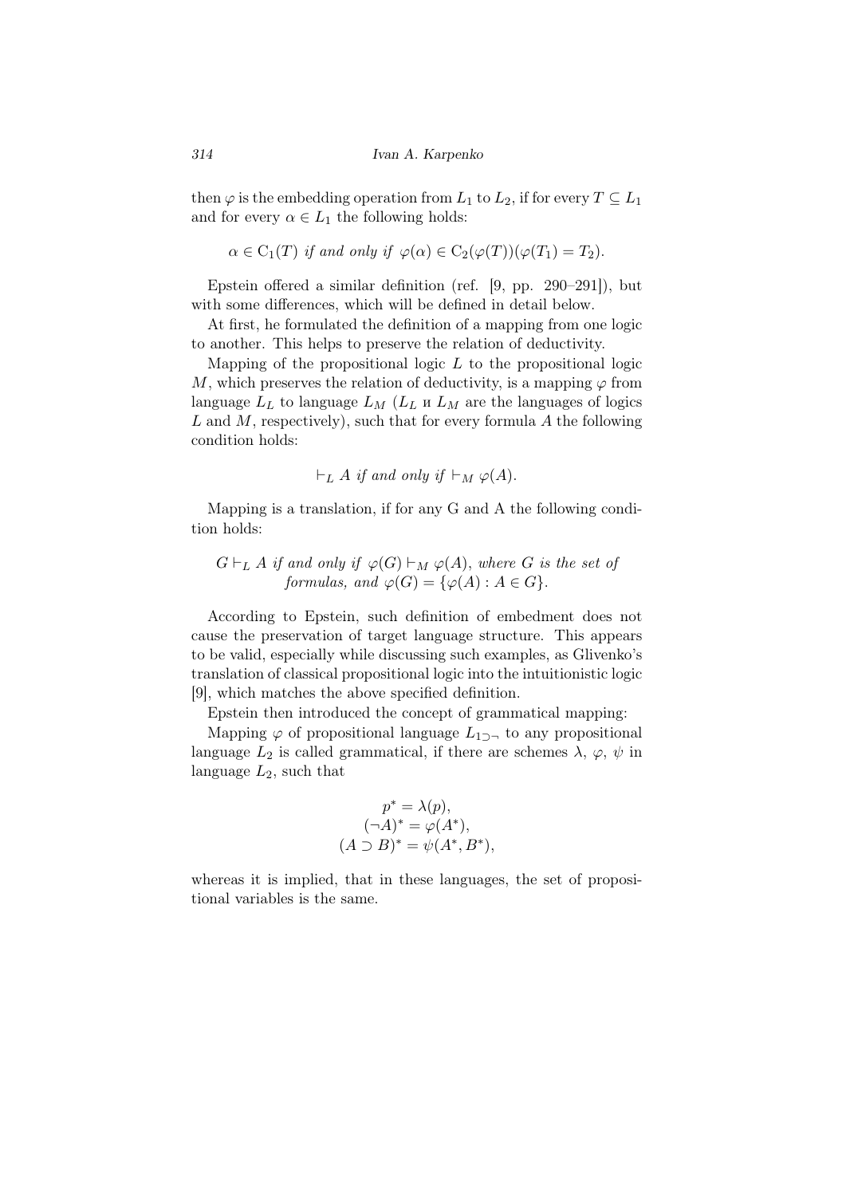then $\varphi$ is the embedding operation from $L_1$ to $L_2$, if for every $T \subseteq L_1$ and for every $\alpha \in L_1$ the following holds:

$$\alpha \in \mathrm{C}_1(T) \textit{ if and only if } \varphi(\alpha) \in \mathrm{C}_2(\varphi(T))(\varphi(T_1) = T_2).$$

Epstein offered a similar definition (ref. [9, pp. 290–291]), but with some differences, which will be defined in detail below.

At first, he formulated the definition of a mapping from one logic to another. This helps to preserve the relation of deductivity.

Mapping of the propositional logic $L$ to the propositional logic $M$, which preserves the relation of deductivity, is a mapping $\varphi$ from language $L_L$ to language $L_M$ ($L_L$ и $L_M$ are the languages of logics $L$ and $M$, respectively), such that for every formula $A$ the following condition holds:

$$\vdash_L A \textit{ if and only if } \vdash_M \varphi(A).$$

Mapping is a translation, if for any G and A the following condition holds:

$$G \vdash_L A \textit{ if and only if } \varphi(G) \vdash_M \varphi(A), \textit{ where } G \textit{ is the set of formulas, and } \varphi(G) = \{\varphi(A) : A \in G\}.$$

According to Epstein, such definition of embedment does not cause the preservation of target language structure. This appears to be valid, especially while discussing such examples, as Glivenko's translation of classical propositional logic into the intuitionistic logic [9], which matches the above specified definition.

Epstein then introduced the concept of grammatical mapping:

Mapping $\varphi$ of propositional language $L_{1\supset\neg}$ to any propositional language $L_2$ is called grammatical, if there are schemes $\lambda$, $\varphi$, $\psi$ in language $L_2$, such that

$$p^* = \lambda(p),$$
$$(\neg A)^* = \varphi(A^*),$$
$$(A \supset B)^* = \psi(A^*, B^*),$$

whereas it is implied, that in these languages, the set of propositional variables is the same.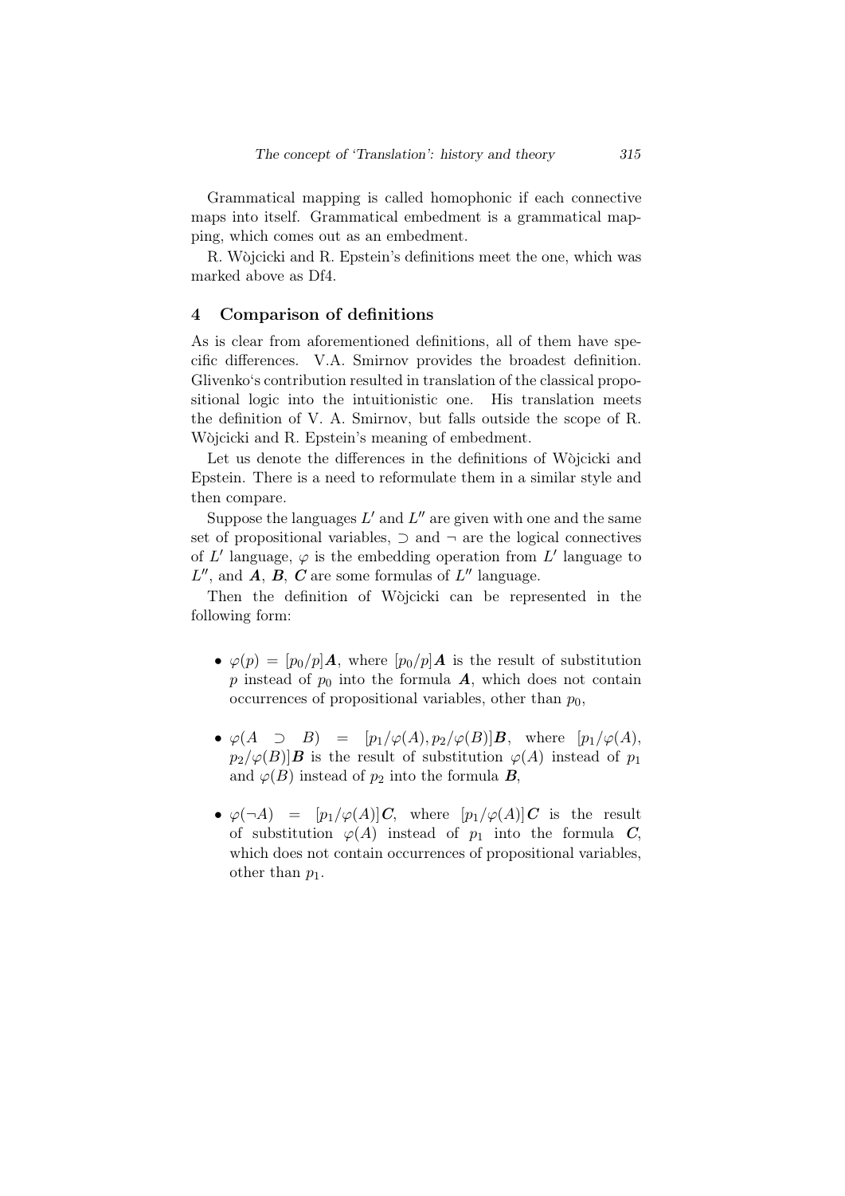Grammatical mapping is called homophonic if each connective maps into itself. Grammatical embedment is a grammatical mapping, which comes out as an embedment.

R. Wòjcicki and R. Epstein's definitions meet the one, which was marked above as Df4.

## 4 Comparison of definitions

As is clear from aforementioned definitions, all of them have specific differences. V.A. Smirnov provides the broadest definition. Glivenko‘s contribution resulted in translation of the classical propositional logic into the intuitionistic one. His translation meets the definition of V. A. Smirnov, but falls outside the scope of R. Wòjcicki and R. Epstein's meaning of embedment.

Let us denote the differences in the definitions of Wòjcicki and Epstein. There is a need to reformulate them in a similar style and then compare.

Suppose the languages $L'$ and $L''$ are given with one and the same set of propositional variables, $\supset$ and $\neg$ are the logical connectives of $L'$ language, $\varphi$ is the embedding operation from $L'$ language to $L''$, and $\boldsymbol{A}$, $\boldsymbol{B}$, $\boldsymbol{C}$ are some formulas of $L''$ language.

Then the definition of Wòjcicki can be represented in the following form:

- $\varphi(p) = [p_0/p]\boldsymbol{A}$, where $[p_0/p]\boldsymbol{A}$ is the result of substitution $p$ instead of $p_0$ into the formula $\boldsymbol{A}$, which does not contain occurrences of propositional variables, other than $p_0$,
- $\varphi(A \supset B) = [p_1/\varphi(A), p_2/\varphi(B)]\boldsymbol{B}$, where $[p_1/\varphi(A), p_2/\varphi(B)]\boldsymbol{B}$ is the result of substitution $\varphi(A)$ instead of $p_1$ and $\varphi(B)$ instead of $p_2$ into the formula $\boldsymbol{B}$,
- $\varphi(\neg A) = [p_1/\varphi(A)]\boldsymbol{C}$, where $[p_1/\varphi(A)]\boldsymbol{C}$ is the result of substitution $\varphi(A)$ instead of $p_1$ into the formula $\boldsymbol{C}$, which does not contain occurrences of propositional variables, other than $p_1$.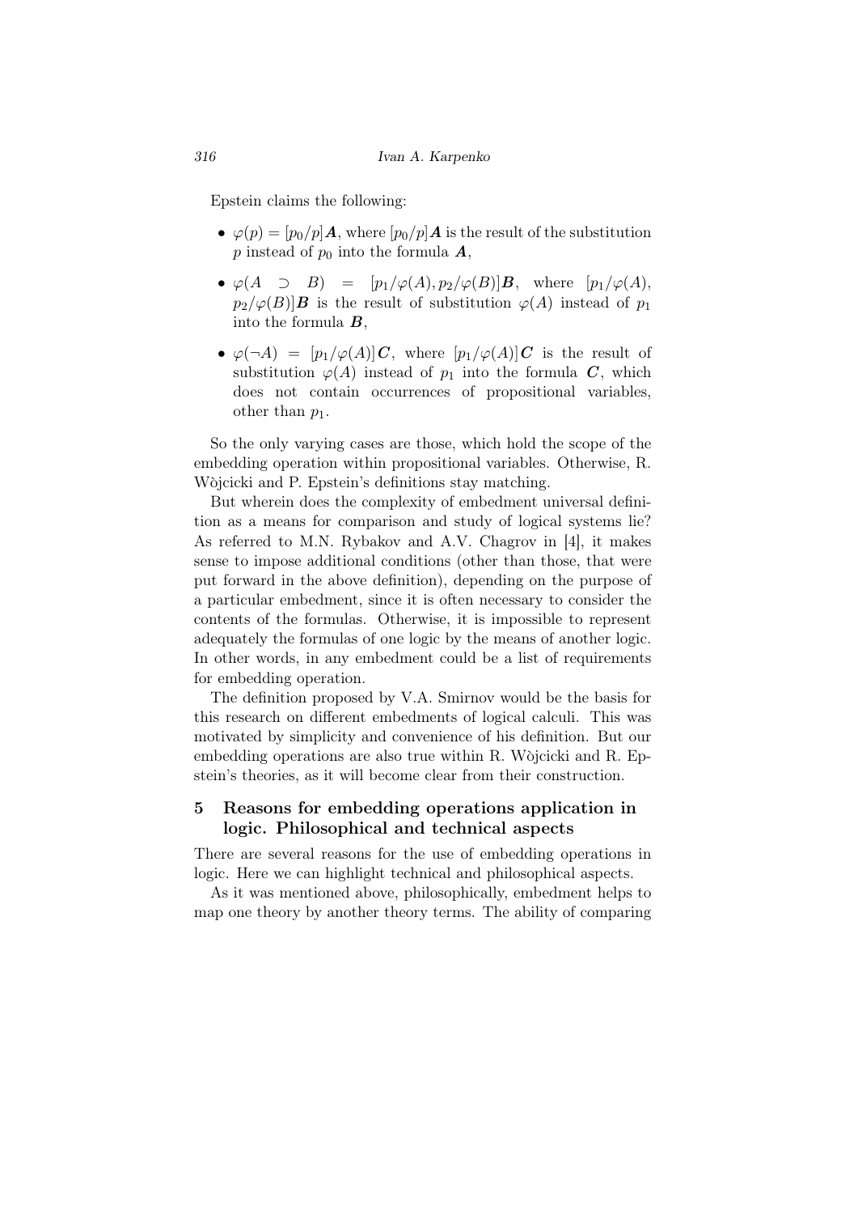Epstein claims the following:

- $\varphi(p) = [p_0/p]\boldsymbol{A}$, where $[p_0/p]\boldsymbol{A}$ is the result of the substitution $p$ instead of $p_0$ into the formula $\boldsymbol{A}$,
- $\varphi(A \supset B) = [p_1/\varphi(A), p_2/\varphi(B)]\boldsymbol{B}$, where $[p_1/\varphi(A), p_2/\varphi(B)]\boldsymbol{B}$ is the result of substitution $\varphi(A)$ instead of $p_1$ into the formula $\boldsymbol{B}$,
- $\varphi(\neg A) = [p_1/\varphi(A)]\boldsymbol{C}$, where $[p_1/\varphi(A)]\boldsymbol{C}$ is the result of substitution $\varphi(A)$ instead of $p_1$ into the formula $\boldsymbol{C}$, which does not contain occurrences of propositional variables, other than $p_1$.

So the only varying cases are those, which hold the scope of the embedding operation within propositional variables. Otherwise, R. Wòjcicki and P. Epstein's definitions stay matching.

But wherein does the complexity of embedment universal definition as a means for comparison and study of logical systems lie? As referred to M.N. Rybakov and A.V. Chagrov in [4], it makes sense to impose additional conditions (other than those, that were put forward in the above definition), depending on the purpose of a particular embedment, since it is often necessary to consider the contents of the formulas. Otherwise, it is impossible to represent adequately the formulas of one logic by the means of another logic. In other words, in any embedment could be a list of requirements for embedding operation.

The definition proposed by V.A. Smirnov would be the basis for this research on different embedments of logical calculi. This was motivated by simplicity and convenience of his definition. But our embedding operations are also true within R. Wòjcicki and R. Epstein's theories, as it will become clear from their construction.

## 5 Reasons for embedding operations application in logic. Philosophical and technical aspects

There are several reasons for the use of embedding operations in logic. Here we can highlight technical and philosophical aspects.

As it was mentioned above, philosophically, embedment helps to map one theory by another theory terms. The ability of comparing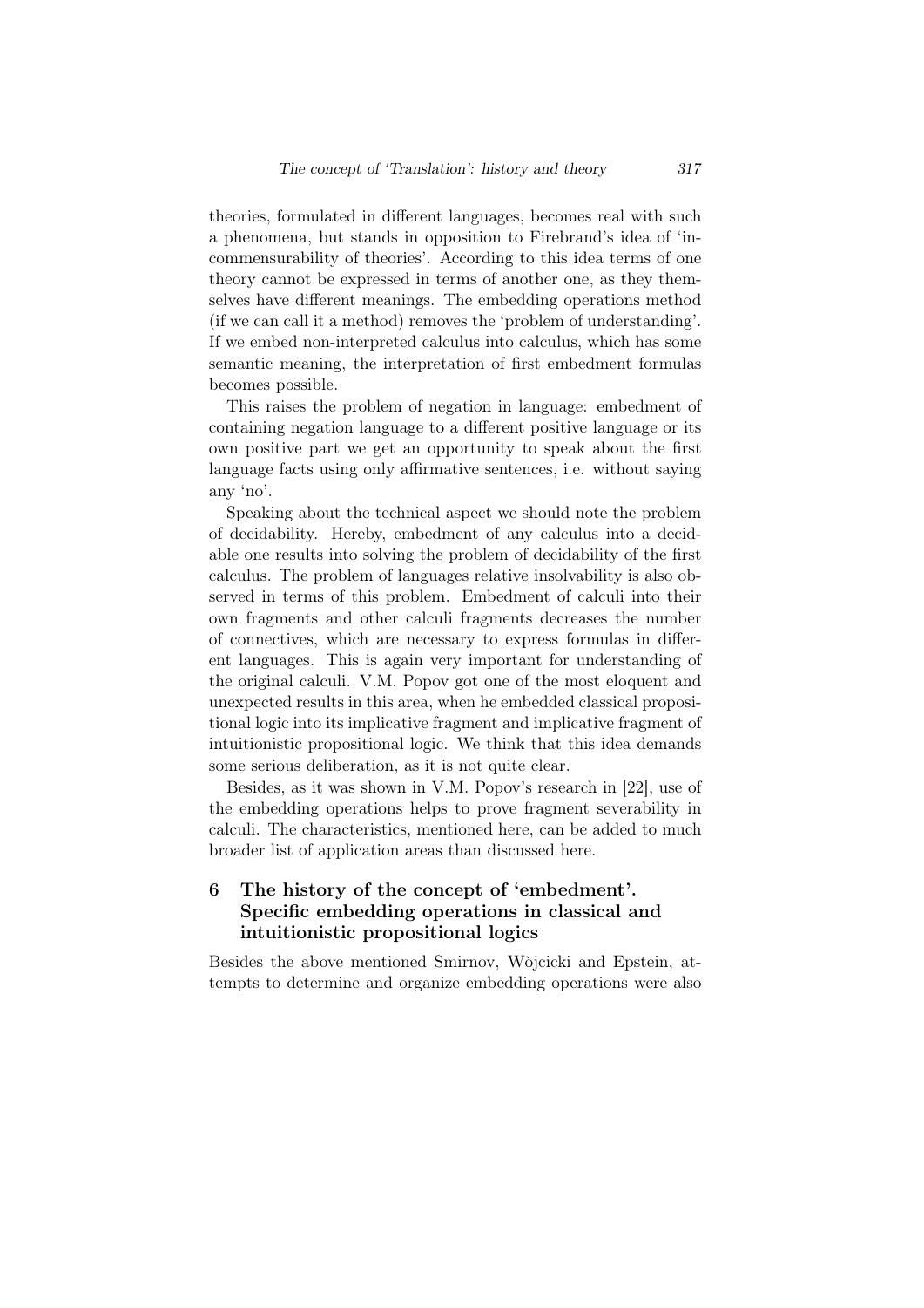theories, formulated in different languages, becomes real with such a phenomena, but stands in opposition to Firebrand's idea of 'incommensurability of theories'. According to this idea terms of one theory cannot be expressed in terms of another one, as they themselves have different meanings. The embedding operations method (if we can call it a method) removes the 'problem of understanding'. If we embed non-interpreted calculus into calculus, which has some semantic meaning, the interpretation of first embedment formulas becomes possible.

This raises the problem of negation in language: embedment of containing negation language to a different positive language or its own positive part we get an opportunity to speak about the first language facts using only affirmative sentences, i.e. without saying any 'no'.

Speaking about the technical aspect we should note the problem of decidability. Hereby, embedment of any calculus into a decidable one results into solving the problem of decidability of the first calculus. The problem of languages relative insolvability is also observed in terms of this problem. Embedment of calculi into their own fragments and other calculi fragments decreases the number of connectives, which are necessary to express formulas in different languages. This is again very important for understanding of the original calculi. V.M. Popov got one of the most eloquent and unexpected results in this area, when he embedded classical propositional logic into its implicative fragment and implicative fragment of intuitionistic propositional logic. We think that this idea demands some serious deliberation, as it is not quite clear.

Besides, as it was shown in V.M. Popov's research in [22], use of the embedding operations helps to prove fragment severability in calculi. The characteristics, mentioned here, can be added to much broader list of application areas than discussed here.

## 6 The history of the concept of 'embedment'. Specific embedding operations in classical and intuitionistic propositional logics

Besides the above mentioned Smirnov, Wòjcicki and Epstein, attempts to determine and organize embedding operations were also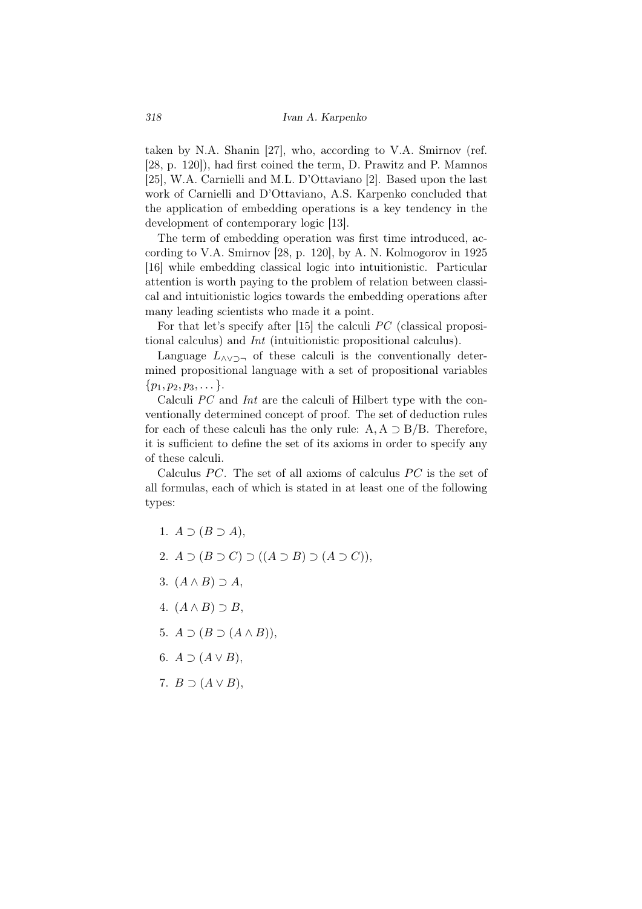taken by N.A. Shanin [27], who, according to V.A. Smirnov (ref. [28, p. 120]), had first coined the term, D. Prawitz and P. Mamnos [25], W.A. Carnielli and M.L. D'Ottaviano [2]. Based upon the last work of Carnielli and D'Ottaviano, A.S. Karpenko concluded that the application of embedding operations is a key tendency in the development of contemporary logic [13].

The term of embedding operation was first time introduced, according to V.A. Smirnov [28, p. 120], by A. N. Kolmogorov in 1925 [16] while embedding classical logic into intuitionistic. Particular attention is worth paying to the problem of relation between classical and intuitionistic logics towards the embedding operations after many leading scientists who made it a point.

For that let's specify after [15] the calculi *PC* (classical propositional calculus) and *Int* (intuitionistic propositional calculus).

Language $L_{\wedge\vee\supset\neg}$ of these calculi is the conventionally determined propositional language with a set of propositional variables $\{p_1, p_2, p_3, \ldots\}$.

Calculi *PC* and *Int* are the calculi of Hilbert type with the conventionally determined concept of proof. The set of deduction rules for each of these calculi has the only rule: $A, A \supset B/B$. Therefore, it is sufficient to define the set of its axioms in order to specify any of these calculi.

Calculus *PC*. The set of all axioms of calculus *PC* is the set of all formulas, each of which is stated in at least one of the following types:

1. $A \supset (B \supset A)$,
2. $A \supset (B \supset C) \supset ((A \supset B) \supset (A \supset C))$,
3. $(A \wedge B) \supset A$,
4. $(A \wedge B) \supset B$,
5. $A \supset (B \supset (A \wedge B))$,
6. $A \supset (A \vee B)$,
7. $B \supset (A \vee B)$,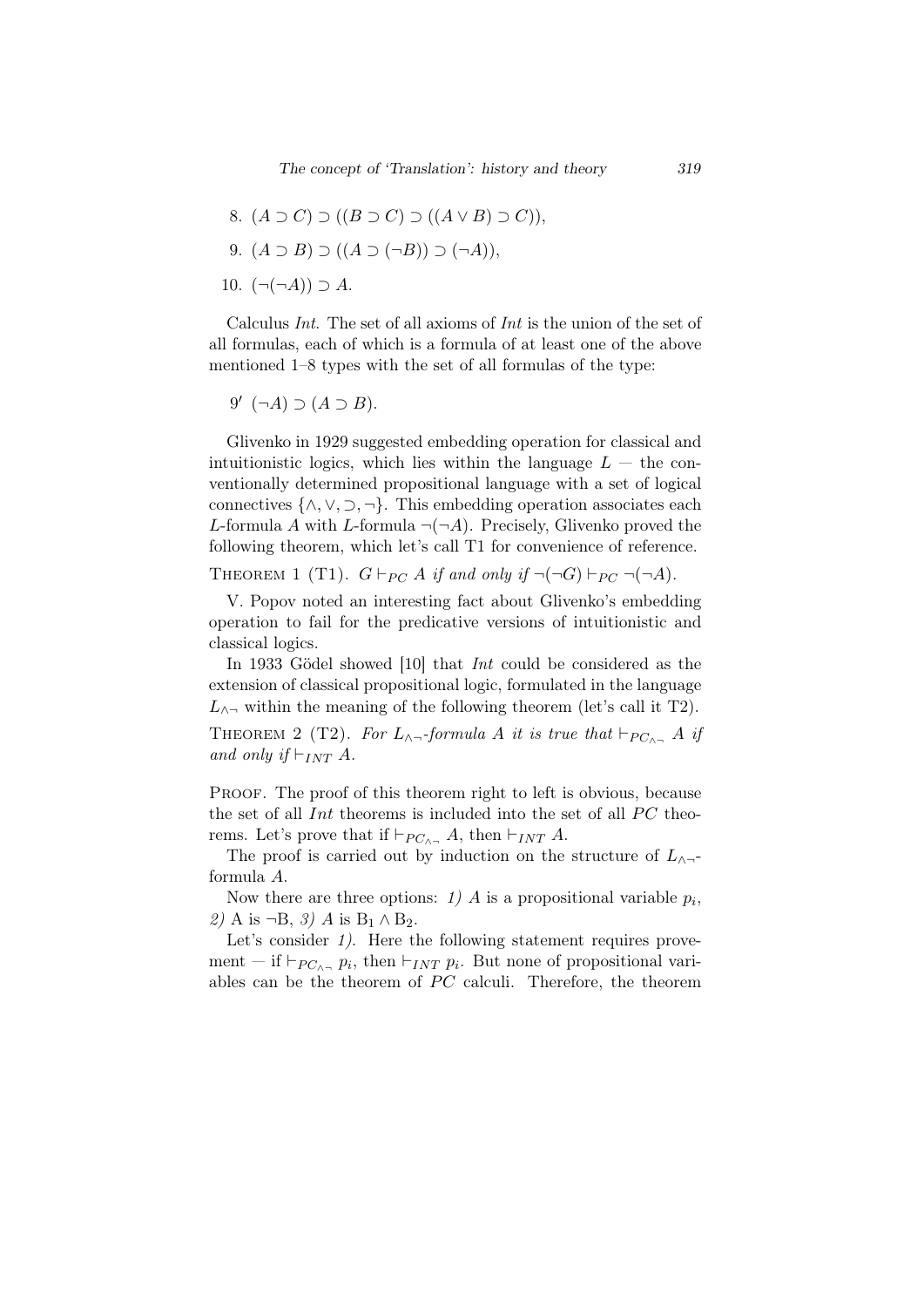8. $(A \supset C) \supset ((B \supset C) \supset ((A \vee B) \supset C))$,

9. $(A \supset B) \supset ((A \supset (\neg B)) \supset (\neg A))$,

10. $(\neg(\neg A)) \supset A$.

Calculus *Int*. The set of all axioms of *Int* is the union of the set of all formulas, each of which is a formula of at least one of the above mentioned 1–8 types with the set of all formulas of the type:

$9'$ $(\neg A) \supset (A \supset B)$.

Glivenko in 1929 suggested embedding operation for classical and intuitionistic logics, which lies within the language $L$ — the conventionally determined propositional language with a set of logical connectives $\{\wedge, \vee, \supset, \neg\}$. This embedding operation associates each $L$-formula $A$ with $L$-formula $\neg(\neg A)$. Precisely, Glivenko proved the following theorem, which let's call T1 for convenience of reference.

Theorem 1 (T1). *$G \vdash_{PC} A$ if and only if $\neg(\neg G) \vdash_{PC} \neg(\neg A)$.*

V. Popov noted an interesting fact about Glivenko's embedding operation to fail for the predicative versions of intuitionistic and classical logics.

In 1933 Gödel showed [10] that *Int* could be considered as the extension of classical propositional logic, formulated in the language $L_{\wedge\neg}$ within the meaning of the following theorem (let's call it T2).

Theorem 2 (T2). *For $L_{\wedge\neg}$-formula $A$ it is true that $\vdash_{PC_{\wedge\neg}} A$ if and only if $\vdash_{INT} A$.*

Proof. The proof of this theorem right to left is obvious, because the set of all *Int* theorems is included into the set of all *PC* theorems. Let's prove that if $\vdash_{PC_{\wedge\neg}} A$, then $\vdash_{INT} A$.

The proof is carried out by induction on the structure of $L_{\wedge\neg}$-formula $A$.

Now there are three options: *1)* $A$ is a propositional variable $p_i$, *2)* A is $\neg$B, *3)* $A$ is $B_1 \wedge B_2$.

Let's consider *1)*. Here the following statement requires provement — if $\vdash_{PC_{\wedge\neg}} p_i$, then $\vdash_{INT} p_i$. But none of propositional variables can be the theorem of *PC* calculi. Therefore, the theorem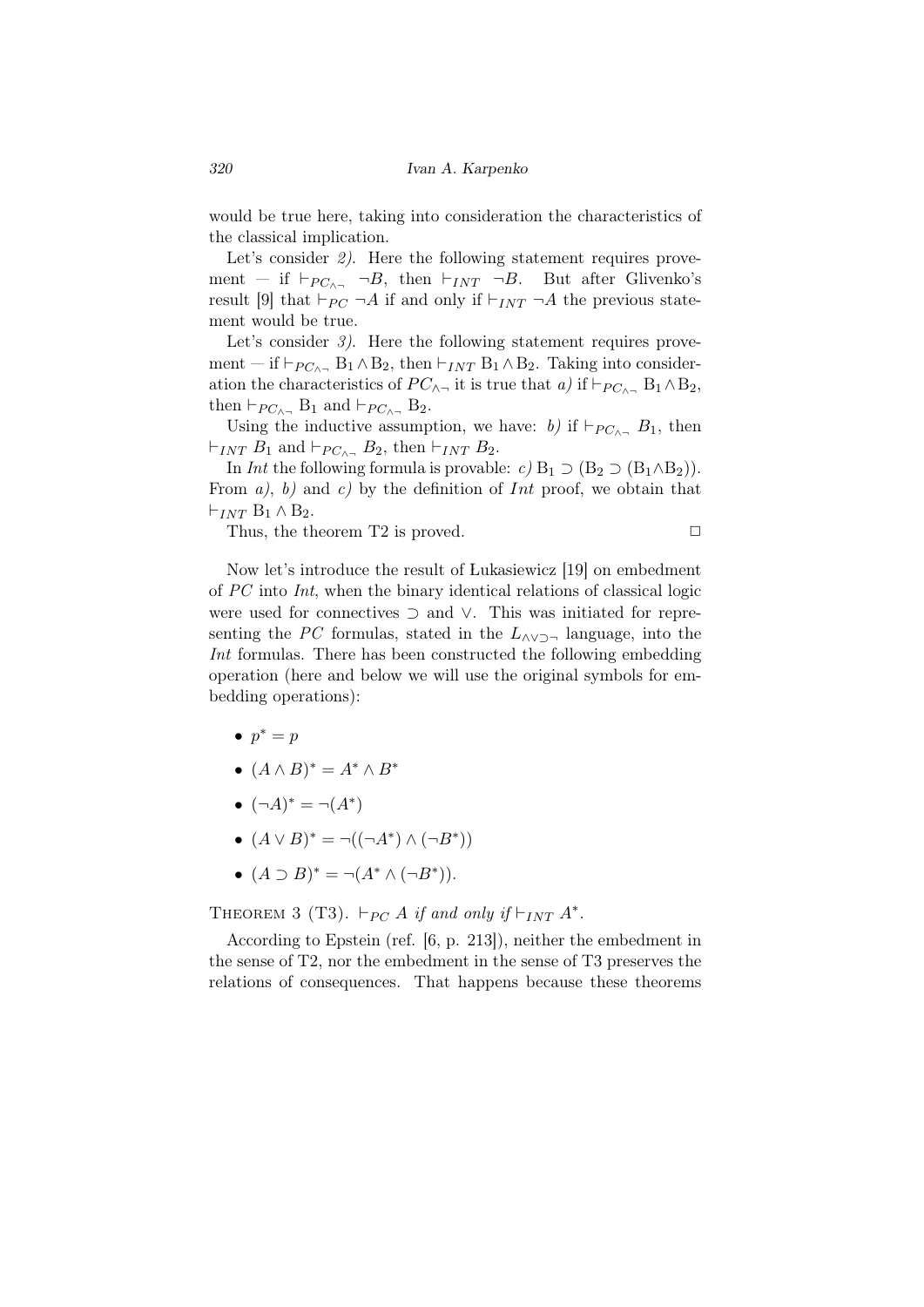would be true here, taking into consideration the characteristics of the classical implication.

Let's consider *2)*. Here the following statement requires provement — if $\vdash_{PC_{\wedge\neg}} \neg B$, then $\vdash_{INT} \neg B$. But after Glivenko's result [9] that $\vdash_{PC} \neg A$ if and only if $\vdash_{INT} \neg A$ the previous statement would be true.

Let's consider *3)*. Here the following statement requires provement — if $\vdash_{PC_{\wedge\neg}} \mathrm{B}_1 \wedge \mathrm{B}_2$, then $\vdash_{INT} \mathrm{B}_1 \wedge \mathrm{B}_2$. Taking into consideration the characteristics of $PC_{\wedge\neg}$ it is true that *a)* if $\vdash_{PC_{\wedge\neg}} \mathrm{B}_1 \wedge \mathrm{B}_2$, then $\vdash_{PC_{\wedge\neg}} \mathrm{B}_1$ and $\vdash_{PC_{\wedge\neg}} \mathrm{B}_2$.

Using the inductive assumption, we have: *b)* if $\vdash_{PC_{\wedge\neg}} B_1$, then $\vdash_{INT} B_1$ and $\vdash_{PC_{\wedge\neg}} B_2$, then $\vdash_{INT} B_2$.

In *Int* the following formula is provable: *c)* $\mathrm{B}_1 \supset (\mathrm{B}_2 \supset (\mathrm{B}_1 \wedge \mathrm{B}_2))$. From *a)*, *b)* and *c)* by the definition of *Int* proof, we obtain that $\vdash_{INT} \mathrm{B}_1 \wedge \mathrm{B}_2$.

Thus, the theorem T2 is proved. □

Now let's introduce the result of Łukasiewicz [19] on embedment of *PC* into *Int*, when the binary identical relations of classical logic were used for connectives $\supset$ and $\vee$. This was initiated for representing the *PC* formulas, stated in the $L_{\wedge\vee\supset\neg}$ language, into the *Int* formulas. There has been constructed the following embedding operation (here and below we will use the original symbols for embedding operations):

- $p^* = p$
- $(A \wedge B)^* = A^* \wedge B^*$
- $(\neg A)^* = \neg(A^*)$
- $(A \vee B)^* = \neg((\neg A^*) \wedge (\neg B^*))$
- $(A \supset B)^* = \neg(A^* \wedge (\neg B^*))$.

THEOREM 3 (T3). *$\vdash_{PC} A$ if and only if $\vdash_{INT} A^*$.*

According to Epstein (ref. [6, p. 213]), neither the embedment in the sense of T2, nor the embedment in the sense of T3 preserves the relations of consequences. That happens because these theorems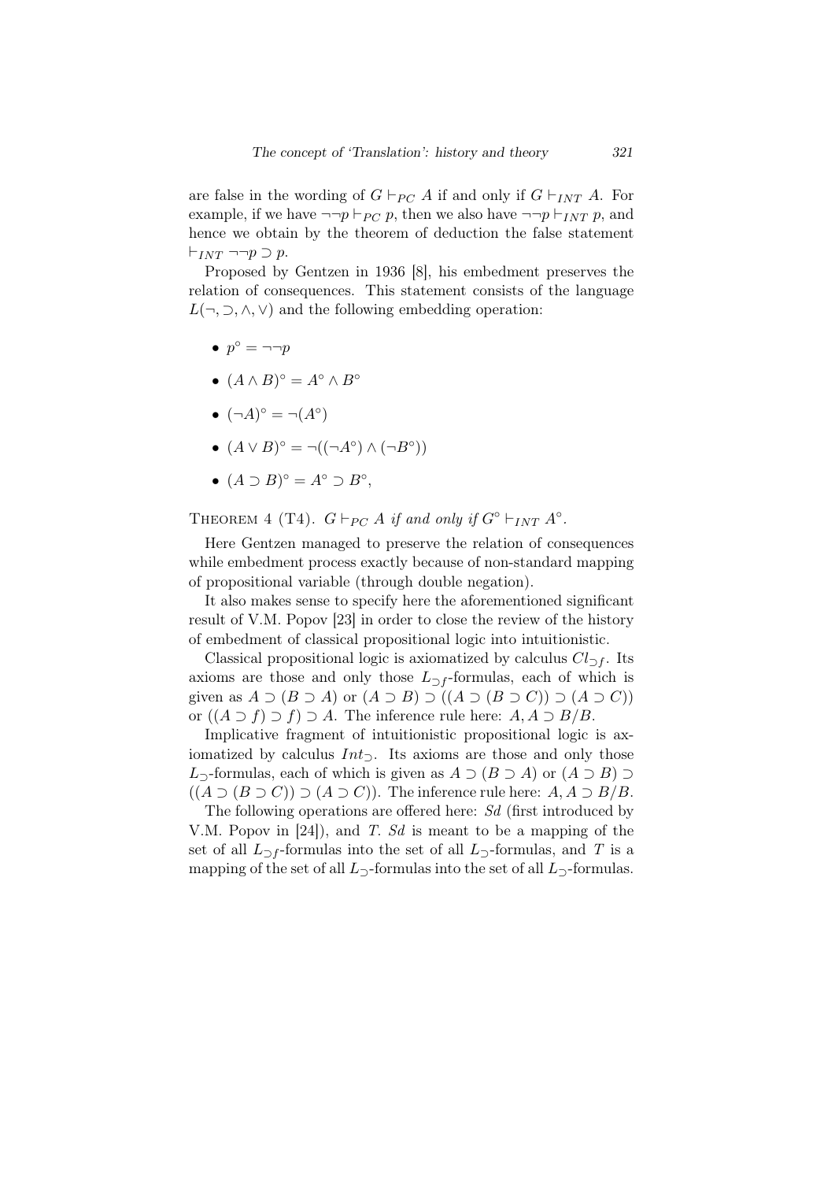are false in the wording of $G \vdash_{PC} A$ if and only if $G \vdash_{INT} A$. For example, if we have $\neg\neg p \vdash_{PC} p$, then we also have $\neg\neg p \vdash_{INT} p$, and hence we obtain by the theorem of deduction the false statement $\vdash_{INT} \neg\neg p \supset p$.

Proposed by Gentzen in 1936 [8], his embedment preserves the relation of consequences. This statement consists of the language $L(\neg, \supset, \wedge, \vee)$ and the following embedding operation:

- $p^{\circ} = \neg\neg p$
- $(A \wedge B)^{\circ} = A^{\circ} \wedge B^{\circ}$
- $(\neg A)^{\circ} = \neg(A^{\circ})$
- $(A \vee B)^{\circ} = \neg((\neg A^{\circ}) \wedge (\neg B^{\circ}))$
- $(A \supset B)^{\circ} = A^{\circ} \supset B^{\circ}$,

Theorem 4 (T4). *$G \vdash_{PC} A$ if and only if $G^{\circ} \vdash_{INT} A^{\circ}$.*

Here Gentzen managed to preserve the relation of consequences while embedment process exactly because of non-standard mapping of propositional variable (through double negation).

It also makes sense to specify here the aforementioned significant result of V.M. Popov [23] in order to close the review of the history of embedment of classical propositional logic into intuitionistic.

Classical propositional logic is axiomatized by calculus $Cl_{\supset f}$. Its axioms are those and only those $L_{\supset f}$-formulas, each of which is given as $A \supset (B \supset A)$ or $(A \supset B) \supset ((A \supset (B \supset C)) \supset (A \supset C))$ or $((A \supset f) \supset f) \supset A$. The inference rule here: $A, A \supset B/B$.

Implicative fragment of intuitionistic propositional logic is axiomatized by calculus $Int_{\supset}$. Its axioms are those and only those $L_{\supset}$-formulas, each of which is given as $A \supset (B \supset A)$ or $(A \supset B) \supset ((A \supset (B \supset C)) \supset (A \supset C))$. The inference rule here: $A, A \supset B/B$.

The following operations are offered here: *Sd* (first introduced by V.M. Popov in [24]), and *T*. *Sd* is meant to be a mapping of the set of all $L_{\supset f}$-formulas into the set of all $L_{\supset}$-formulas, and $T$ is a mapping of the set of all $L_{\supset}$-formulas into the set of all $L_{\supset}$-formulas.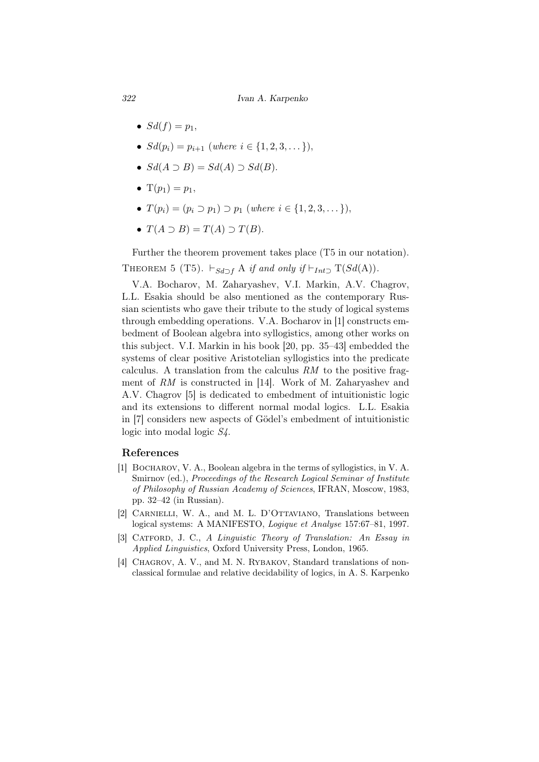- $Sd(f) = p_1$,
- $Sd(p_i) = p_{i+1}$ (*where* $i \in \{1, 2, 3, \dots\}$),
- $Sd(A \supset B) = Sd(A) \supset Sd(B)$.
- $\mathrm{T}(p_1) = p_1$,
- $T(p_i) = (p_i \supset p_1) \supset p_1$ (*where* $i \in \{1, 2, 3, \dots\}$),
- $T(A \supset B) = T(A) \supset T(B)$.

Further the theorem provement takes place (T5 in our notation).

THEOREM 5 (T5). $\vdash_{Sd\supset f}$ A *if and only if* $\vdash_{Int\supset}$ $\mathrm{T}(Sd(\mathrm{A}))$.

V.A. Bocharov, M. Zaharyashev, V.I. Markin, A.V. Chagrov, L.L. Esakia should be also mentioned as the contemporary Russian scientists who gave their tribute to the study of logical systems through embedding operations. V.A. Bocharov in [1] constructs embedment of Boolean algebra into syllogistics, among other works on this subject. V.I. Markin in his book [20, pp. 35–43] embedded the systems of clear positive Aristotelian syllogistics into the predicate calculus. A translation from the calculus *RM* to the positive fragment of *RM* is constructed in [14]. Work of M. Zaharyashev and A.V. Chagrov [5] is dedicated to embedment of intuitionistic logic and its extensions to different normal modal logics. L.L. Esakia in [7] considers new aspects of Gödel's embedment of intuitionistic logic into modal logic *S4*.

## References

[1] Bocharov, V. A., Boolean algebra in the terms of syllogistics, in V. A. Smirnov (ed.), *Proceedings of the Research Logical Seminar of Institute of Philosophy of Russian Academy of Sciences*, IFRAN, Moscow, 1983, pp. 32–42 (in Russian).

[2] Carnielli, W. A., and M. L. D'Ottaviano, Translations between logical systems: A MANIFESTO, *Logique et Analyse* 157:67–81, 1997.

[3] Catford, J. C., *A Linguistic Theory of Translation: An Essay in Applied Linguistics*, Oxford University Press, London, 1965.

[4] Chagrov, A. V., and M. N. Rybakov, Standard translations of non-classical formulae and relative decidability of logics, in A. S. Karpenko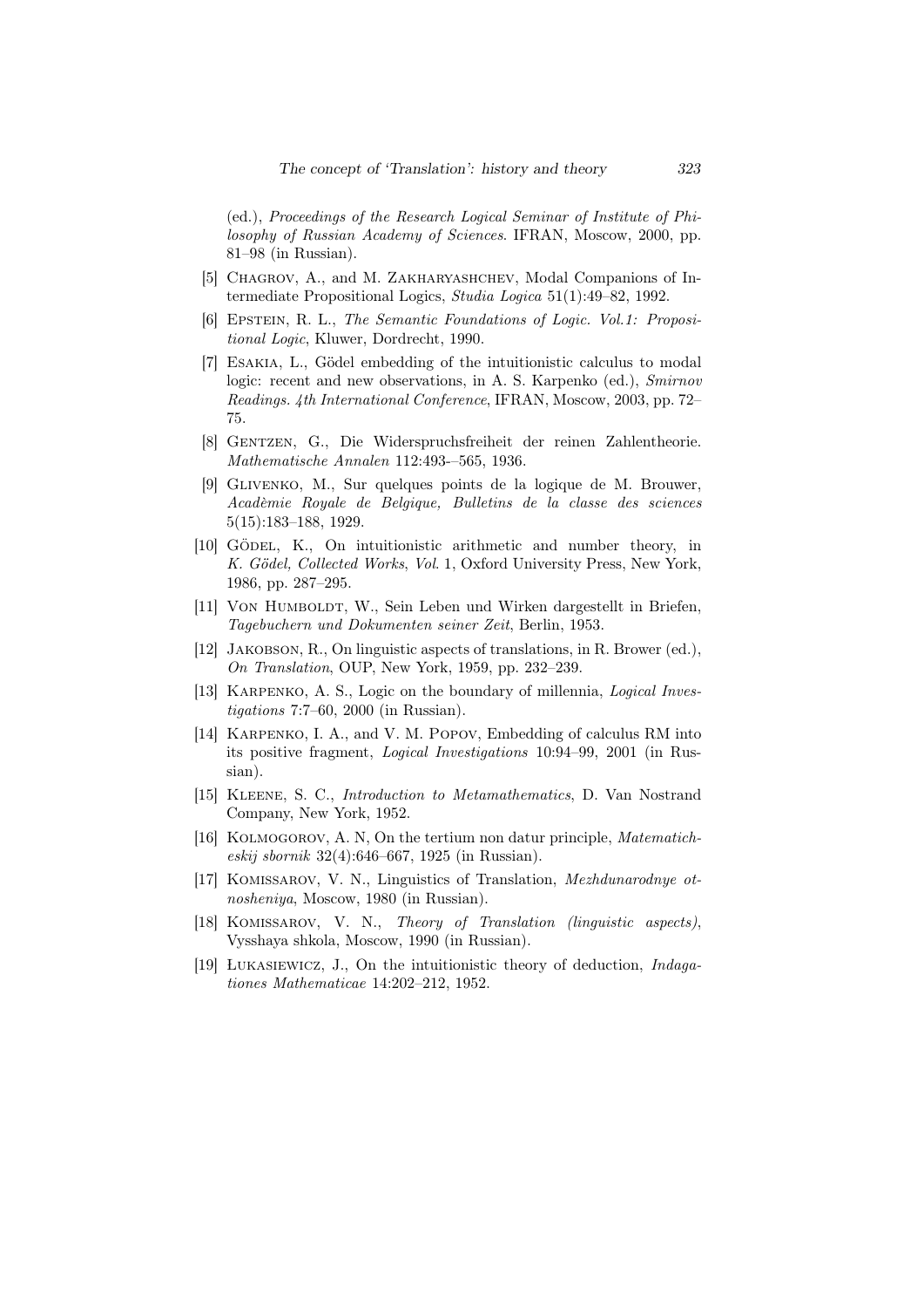(ed.), *Proceedings of the Research Logical Seminar of Institute of Philosophy of Russian Academy of Sciences*. IFRAN, Moscow, 2000, pp. 81–98 (in Russian).

[5] Chagrov, A., and M. Zakharyashchev, Modal Companions of Intermediate Propositional Logics, *Studia Logica* 51(1):49–82, 1992.

[6] Epstein, R. L., *The Semantic Foundations of Logic. Vol.1: Propositional Logic*, Kluwer, Dordrecht, 1990.

[7] Esakia, L., Gödel embedding of the intuitionistic calculus to modal logic: recent and new observations, in A. S. Karpenko (ed.), *Smirnov Readings. 4th International Conference*, IFRAN, Moscow, 2003, pp. 72–75.

[8] Gentzen, G., Die Widerspruchsfreiheit der reinen Zahlentheorie. *Mathematische Annalen* 112:493-–565, 1936.

[9] Glivenko, M., Sur quelques points de la logique de M. Brouwer, *Acadèmie Royale de Belgique, Bulletins de la classe des sciences* 5(15):183–188, 1929.

[10] Gödel, K., On intuitionistic arithmetic and number theory, in *K. Gödel, Collected Works*, *Vol.* 1, Oxford University Press, New York, 1986, pp. 287–295.

[11] Von Humboldt, W., Sein Leben und Wirken dargestellt in Briefen, *Tagebuchern und Dokumenten seiner Zeit*, Berlin, 1953.

[12] Jakobson, R., On linguistic aspects of translations, in R. Brower (ed.), *On Translation*, OUP, New York, 1959, pp. 232–239.

[13] Karpenko, A. S., Logic on the boundary of millennia, *Logical Investigations* 7:7–60, 2000 (in Russian).

[14] Karpenko, I. A., and V. M. Popov, Embedding of calculus RM into its positive fragment, *Logical Investigations* 10:94–99, 2001 (in Russian).

[15] Kleene, S. C., *Introduction to Metamathematics*, D. Van Nostrand Company, New York, 1952.

[16] Kolmogorov, A. N, On the tertium non datur principle, *Matematicheskij sbornik* 32(4):646–667, 1925 (in Russian).

[17] Komissarov, V. N., Linguistics of Translation, *Mezhdunarodnye otnosheniya*, Moscow, 1980 (in Russian).

[18] Komissarov, V. N., *Theory of Translation (linguistic aspects)*, Vysshaya shkola, Moscow, 1990 (in Russian).

[19] Łukasiewicz, J., On the intuitionistic theory of deduction, *Indagationes Mathematicae* 14:202–212, 1952.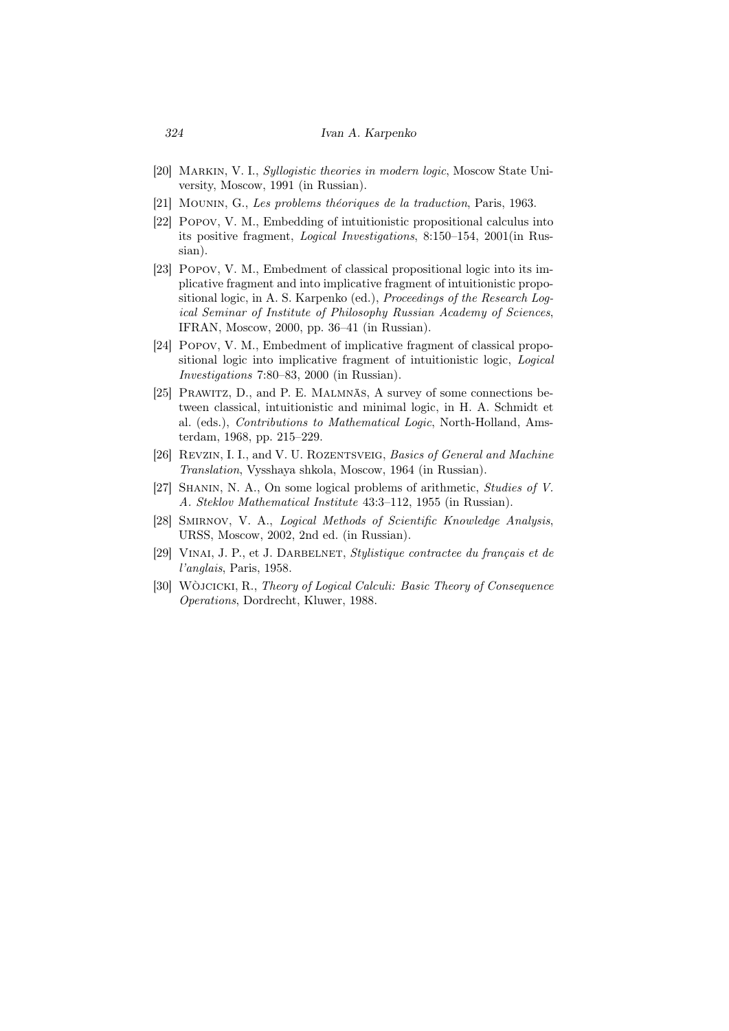[20] Markin, V. I., *Syllogistic theories in modern logic*, Moscow State University, Moscow, 1991 (in Russian).

[21] Mounin, G., *Les problems théoriques de la traduction*, Paris, 1963.

[22] Popov, V. M., Embedding of intuitionistic propositional calculus into its positive fragment, *Logical Investigations*, 8:150–154, 2001(in Russian).

[23] Popov, V. M., Embedment of classical propositional logic into its implicative fragment and into implicative fragment of intuitionistic propositional logic, in A. S. Karpenko (ed.), *Proceedings of the Research Logical Seminar of Institute of Philosophy Russian Academy of Sciences*, IFRAN, Moscow, 2000, pp. 36–41 (in Russian).

[24] Popov, V. M., Embedment of implicative fragment of classical propositional logic into implicative fragment of intuitionistic logic, *Logical Investigations* 7:80–83, 2000 (in Russian).

[25] Prawitz, D., and P. E. Malmnäs, A survey of some connections between classical, intuitionistic and minimal logic, in H. A. Schmidt et al. (eds.), *Contributions to Mathematical Logic*, North-Holland, Amsterdam, 1968, pp. 215–229.

[26] Revzin, I. I., and V. U. Rozentsveig, *Basics of General and Machine Translation*, Vysshaya shkola, Moscow, 1964 (in Russian).

[27] Shanin, N. A., On some logical problems of arithmetic, *Studies of V. A. Steklov Mathematical Institute* 43:3–112, 1955 (in Russian).

[28] Smirnov, V. A., *Logical Methods of Scientific Knowledge Analysis*, URSS, Moscow, 2002, 2nd ed. (in Russian).

[29] Vinai, J. P., et J. Darbelnet, *Stylistique contractee du français et de l'anglais*, Paris, 1958.

[30] Wòjcicki, R., *Theory of Logical Calculi: Basic Theory of Consequence Operations*, Dordrecht, Kluwer, 1988.